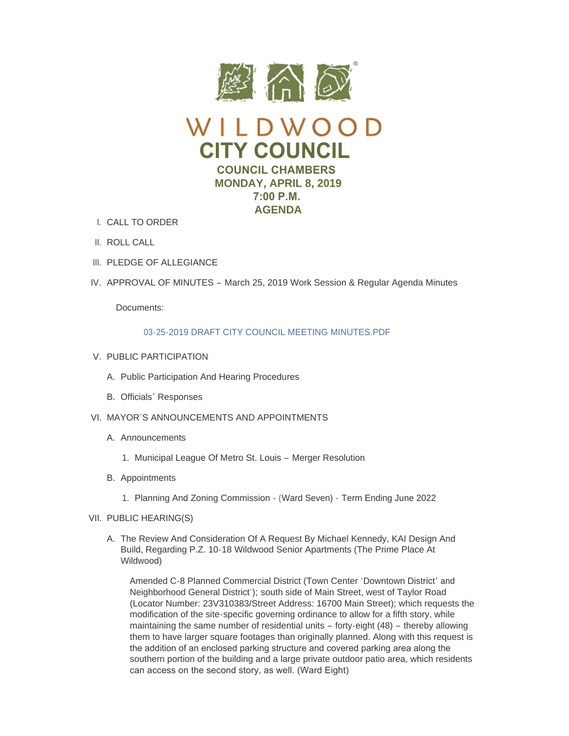# WILDWOOD

## CITY COUNCIL

### COUNCIL CHAMBERS
### MONDAY, APRIL 8, 2019
### 7:00 P.M.
### AGENDA

I. CALL TO ORDER

II. ROLL CALL

III. PLEDGE OF ALLEGIANCE

IV. APPROVAL OF MINUTES – March 25, 2019 Work Session & Regular Agenda Minutes

Documents:

03-25-2019 DRAFT CITY COUNCIL MEETING MINUTES.PDF

V. PUBLIC PARTICIPATION

A. Public Participation And Hearing Procedures

B. Officials' Responses

VI. MAYOR'S ANNOUNCEMENTS AND APPOINTMENTS

A. Announcements

1. Municipal League Of Metro St. Louis – Merger Resolution

B. Appointments

1. Planning And Zoning Commission - (Ward Seven) - Term Ending June 2022

VII. PUBLIC HEARING(S)

A. The Review And Consideration Of A Request By Michael Kennedy, KAI Design And Build, Regarding P.Z. 10-18 Wildwood Senior Apartments (The Prime Place At Wildwood)

Amended C-8 Planned Commercial District (Town Center 'Downtown District' and Neighborhood General District'); south side of Main Street, west of Taylor Road (Locator Number: 23V310383/Street Address: 16700 Main Street); which requests the modification of the site-specific governing ordinance to allow for a fifth story, while maintaining the same number of residential units – forty-eight (48) – thereby allowing them to have larger square footages than originally planned. Along with this request is the addition of an enclosed parking structure and covered parking area along the southern portion of the building and a large private outdoor patio area, which residents can access on the second story, as well. (Ward Eight)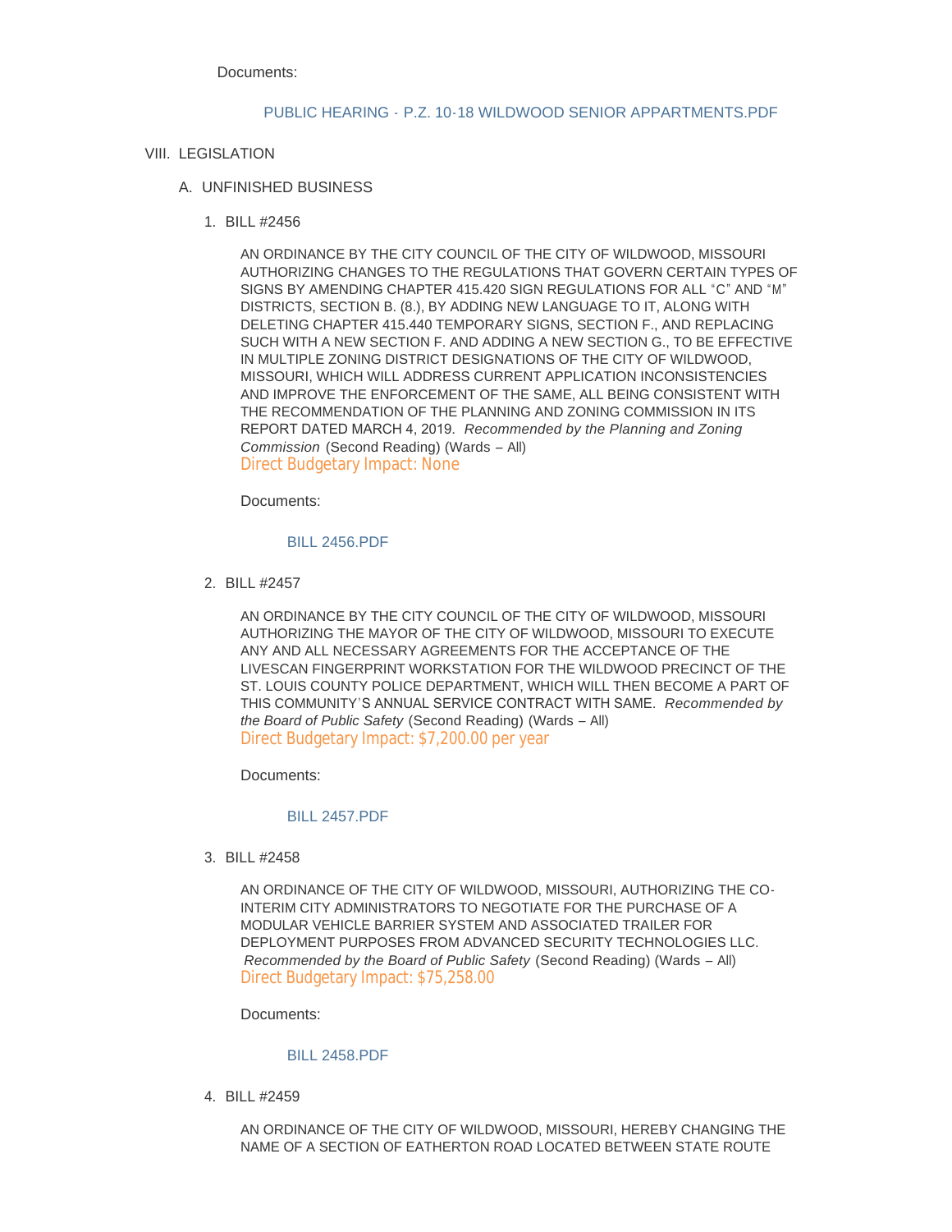Documents:

PUBLIC HEARING - P.Z. 10-18 WILDWOOD SENIOR APPARTMENTS.PDF

VIII. LEGISLATION

A. UNFINISHED BUSINESS

1. BILL #2456

   AN ORDINANCE BY THE CITY COUNCIL OF THE CITY OF WILDWOOD, MISSOURI AUTHORIZING CHANGES TO THE REGULATIONS THAT GOVERN CERTAIN TYPES OF SIGNS BY AMENDING CHAPTER 415.420 SIGN REGULATIONS FOR ALL "C" AND "M" DISTRICTS, SECTION B. (8.), BY ADDING NEW LANGUAGE TO IT, ALONG WITH DELETING CHAPTER 415.440 TEMPORARY SIGNS, SECTION F., AND REPLACING SUCH WITH A NEW SECTION F. AND ADDING A NEW SECTION G., TO BE EFFECTIVE IN MULTIPLE ZONING DISTRICT DESIGNATIONS OF THE CITY OF WILDWOOD, MISSOURI, WHICH WILL ADDRESS CURRENT APPLICATION INCONSISTENCIES AND IMPROVE THE ENFORCEMENT OF THE SAME, ALL BEING CONSISTENT WITH THE RECOMMENDATION OF THE PLANNING AND ZONING COMMISSION IN ITS REPORT DATED MARCH 4, 2019. *Recommended by the Planning and Zoning Commission* (Second Reading) (Wards – All)
   Direct Budgetary Impact: None

   Documents:

   BILL 2456.PDF

2. BILL #2457

   AN ORDINANCE BY THE CITY COUNCIL OF THE CITY OF WILDWOOD, MISSOURI AUTHORIZING THE MAYOR OF THE CITY OF WILDWOOD, MISSOURI TO EXECUTE ANY AND ALL NECESSARY AGREEMENTS FOR THE ACCEPTANCE OF THE LIVESCAN FINGERPRINT WORKSTATION FOR THE WILDWOOD PRECINCT OF THE ST. LOUIS COUNTY POLICE DEPARTMENT, WHICH WILL THEN BECOME A PART OF THIS COMMUNITY'S ANNUAL SERVICE CONTRACT WITH SAME. *Recommended by the Board of Public Safety* (Second Reading) (Wards – All)
   Direct Budgetary Impact: $7,200.00 per year

   Documents:

   BILL 2457.PDF

3. BILL #2458

   AN ORDINANCE OF THE CITY OF WILDWOOD, MISSOURI, AUTHORIZING THE CO-INTERIM CITY ADMINISTRATORS TO NEGOTIATE FOR THE PURCHASE OF A MODULAR VEHICLE BARRIER SYSTEM AND ASSOCIATED TRAILER FOR DEPLOYMENT PURPOSES FROM ADVANCED SECURITY TECHNOLOGIES LLC. *Recommended by the Board of Public Safety* (Second Reading) (Wards – All)
   Direct Budgetary Impact: $75,258.00

   Documents:

   BILL 2458.PDF

4. BILL #2459

   AN ORDINANCE OF THE CITY OF WILDWOOD, MISSOURI, HEREBY CHANGING THE NAME OF A SECTION OF EATHERTON ROAD LOCATED BETWEEN STATE ROUTE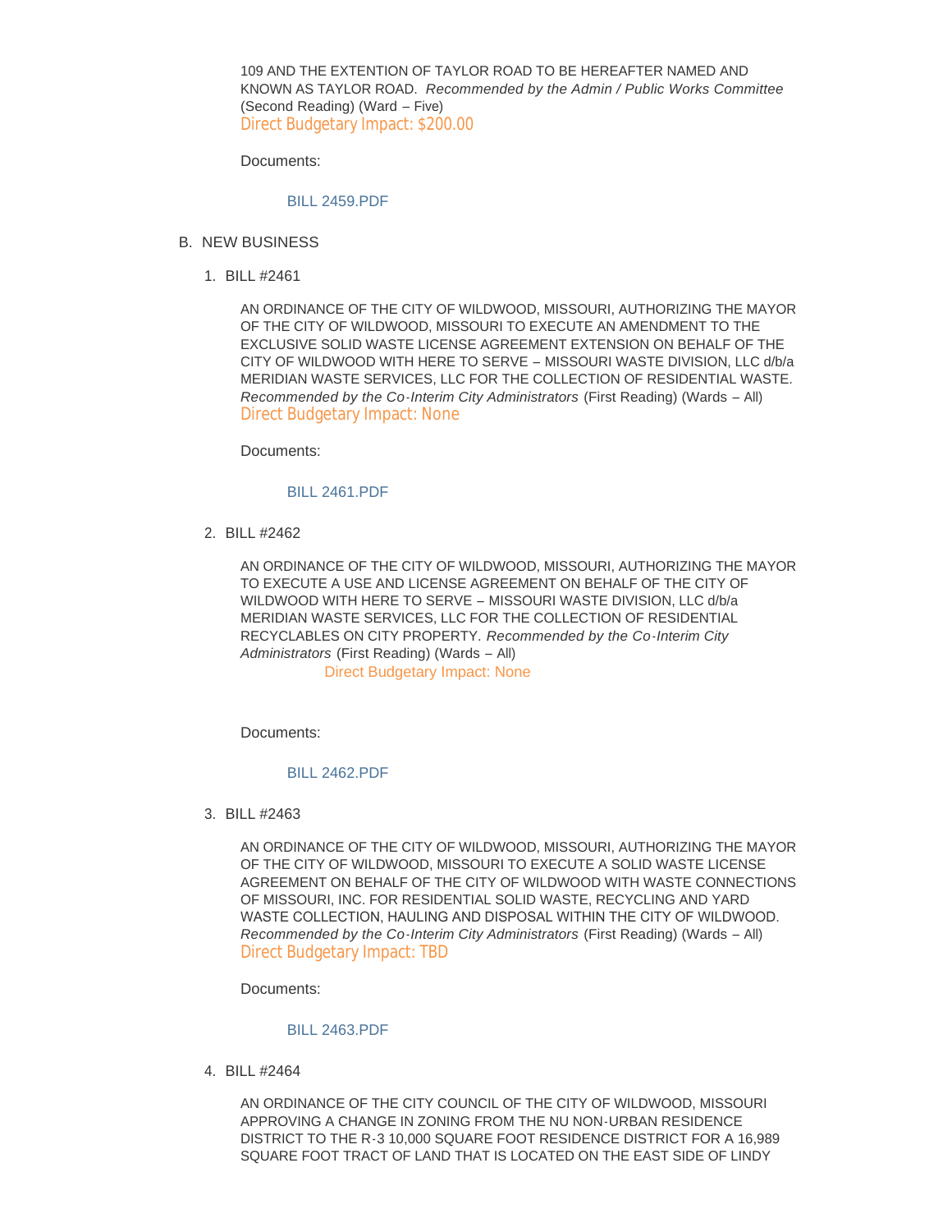109 AND THE EXTENTION OF TAYLOR ROAD TO BE HEREAFTER NAMED AND KNOWN AS TAYLOR ROAD. *Recommended by the Admin / Public Works Committee* (Second Reading) (Ward – Five)
Direct Budgetary Impact: $200.00

Documents:

BILL 2459.PDF

B. NEW BUSINESS

1. BILL #2461

   AN ORDINANCE OF THE CITY OF WILDWOOD, MISSOURI, AUTHORIZING THE MAYOR OF THE CITY OF WILDWOOD, MISSOURI TO EXECUTE AN AMENDMENT TO THE EXCLUSIVE SOLID WASTE LICENSE AGREEMENT EXTENSION ON BEHALF OF THE CITY OF WILDWOOD WITH HERE TO SERVE – MISSOURI WASTE DIVISION, LLC d/b/a MERIDIAN WASTE SERVICES, LLC FOR THE COLLECTION OF RESIDENTIAL WASTE. *Recommended by the Co-Interim City Administrators* (First Reading) (Wards – All)
   Direct Budgetary Impact: None

   Documents:

   BILL 2461.PDF

2. BILL #2462

   AN ORDINANCE OF THE CITY OF WILDWOOD, MISSOURI, AUTHORIZING THE MAYOR TO EXECUTE A USE AND LICENSE AGREEMENT ON BEHALF OF THE CITY OF WILDWOOD WITH HERE TO SERVE – MISSOURI WASTE DIVISION, LLC d/b/a MERIDIAN WASTE SERVICES, LLC FOR THE COLLECTION OF RESIDENTIAL RECYCLABLES ON CITY PROPERTY. *Recommended by the Co-Interim City Administrators* (First Reading) (Wards – All)
   Direct Budgetary Impact: None

   Documents:

   BILL 2462.PDF

3. BILL #2463

   AN ORDINANCE OF THE CITY OF WILDWOOD, MISSOURI, AUTHORIZING THE MAYOR OF THE CITY OF WILDWOOD, MISSOURI TO EXECUTE A SOLID WASTE LICENSE AGREEMENT ON BEHALF OF THE CITY OF WILDWOOD WITH WASTE CONNECTIONS OF MISSOURI, INC. FOR RESIDENTIAL SOLID WASTE, RECYCLING AND YARD WASTE COLLECTION, HAULING AND DISPOSAL WITHIN THE CITY OF WILDWOOD. *Recommended by the Co-Interim City Administrators* (First Reading) (Wards – All)
   Direct Budgetary Impact: TBD

   Documents:

   BILL 2463.PDF

4. BILL #2464

   AN ORDINANCE OF THE CITY COUNCIL OF THE CITY OF WILDWOOD, MISSOURI APPROVING A CHANGE IN ZONING FROM THE NU NON-URBAN RESIDENCE DISTRICT TO THE R-3 10,000 SQUARE FOOT RESIDENCE DISTRICT FOR A 16,989 SQUARE FOOT TRACT OF LAND THAT IS LOCATED ON THE EAST SIDE OF LINDY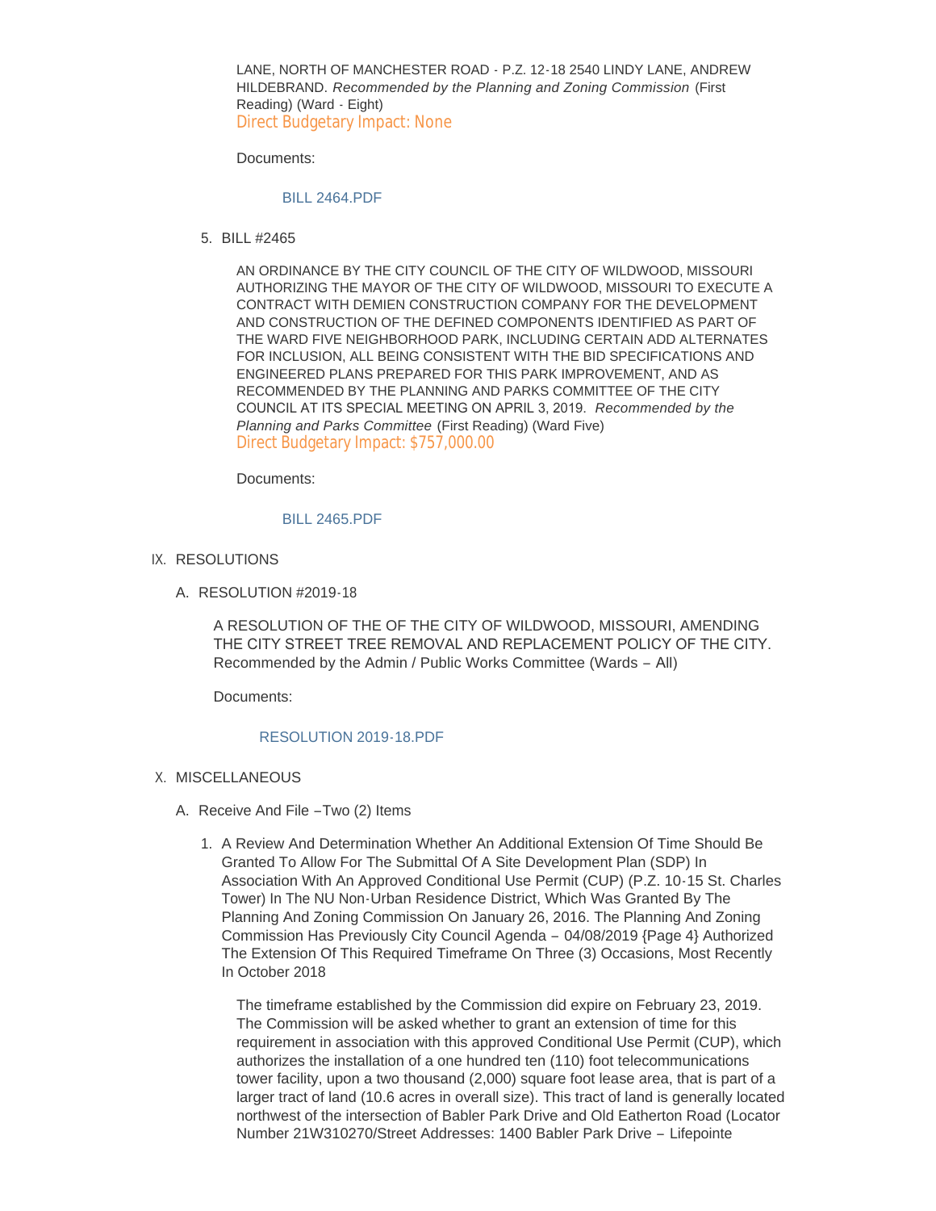LANE, NORTH OF MANCHESTER ROAD - P.Z. 12-18 2540 LINDY LANE, ANDREW HILDEBRAND. *Recommended by the Planning and Zoning Commission* (First Reading) (Ward - Eight)
Direct Budgetary Impact: None

Documents:

BILL 2464.PDF

5. BILL #2465

AN ORDINANCE BY THE CITY COUNCIL OF THE CITY OF WILDWOOD, MISSOURI AUTHORIZING THE MAYOR OF THE CITY OF WILDWOOD, MISSOURI TO EXECUTE A CONTRACT WITH DEMIEN CONSTRUCTION COMPANY FOR THE DEVELOPMENT AND CONSTRUCTION OF THE DEFINED COMPONENTS IDENTIFIED AS PART OF THE WARD FIVE NEIGHBORHOOD PARK, INCLUDING CERTAIN ADD ALTERNATES FOR INCLUSION, ALL BEING CONSISTENT WITH THE BID SPECIFICATIONS AND ENGINEERED PLANS PREPARED FOR THIS PARK IMPROVEMENT, AND AS RECOMMENDED BY THE PLANNING AND PARKS COMMITTEE OF THE CITY COUNCIL AT ITS SPECIAL MEETING ON APRIL 3, 2019. *Recommended by the Planning and Parks Committee* (First Reading) (Ward Five)
Direct Budgetary Impact: $757,000.00

Documents:

BILL 2465.PDF

IX. RESOLUTIONS

A. RESOLUTION #2019-18

A RESOLUTION OF THE OF THE CITY OF WILDWOOD, MISSOURI, AMENDING THE CITY STREET TREE REMOVAL AND REPLACEMENT POLICY OF THE CITY. Recommended by the Admin / Public Works Committee (Wards – All)

Documents:

RESOLUTION 2019-18.PDF

X. MISCELLANEOUS

A. Receive And File –Two (2) Items

1. A Review And Determination Whether An Additional Extension Of Time Should Be Granted To Allow For The Submittal Of A Site Development Plan (SDP) In Association With An Approved Conditional Use Permit (CUP) (P.Z. 10-15 St. Charles Tower) In The NU Non-Urban Residence District, Which Was Granted By The Planning And Zoning Commission On January 26, 2016. The Planning And Zoning Commission Has Previously City Council Agenda – 04/08/2019 {Page 4} Authorized The Extension Of This Required Timeframe On Three (3) Occasions, Most Recently In October 2018

The timeframe established by the Commission did expire on February 23, 2019. The Commission will be asked whether to grant an extension of time for this requirement in association with this approved Conditional Use Permit (CUP), which authorizes the installation of a one hundred ten (110) foot telecommunications tower facility, upon a two thousand (2,000) square foot lease area, that is part of a larger tract of land (10.6 acres in overall size). This tract of land is generally located northwest of the intersection of Babler Park Drive and Old Eatherton Road (Locator Number 21W310270/Street Addresses: 1400 Babler Park Drive – Lifepointe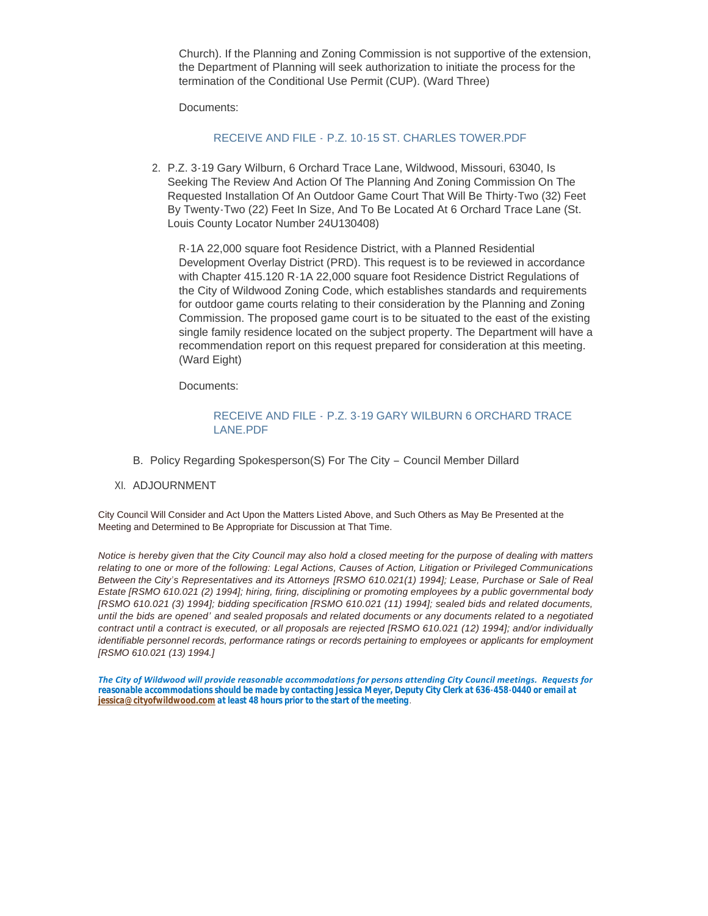Church). If the Planning and Zoning Commission is not supportive of the extension, the Department of Planning will seek authorization to initiate the process for the termination of the Conditional Use Permit (CUP). (Ward Three)

Documents:

RECEIVE AND FILE - P.Z. 10-15 ST. CHARLES TOWER.PDF

2. P.Z. 3-19 Gary Wilburn, 6 Orchard Trace Lane, Wildwood, Missouri, 63040, Is Seeking The Review And Action Of The Planning And Zoning Commission On The Requested Installation Of An Outdoor Game Court That Will Be Thirty-Two (32) Feet By Twenty-Two (22) Feet In Size, And To Be Located At 6 Orchard Trace Lane (St. Louis County Locator Number 24U130408)

   R-1A 22,000 square foot Residence District, with a Planned Residential Development Overlay District (PRD). This request is to be reviewed in accordance with Chapter 415.120 R-1A 22,000 square foot Residence District Regulations of the City of Wildwood Zoning Code, which establishes standards and requirements for outdoor game courts relating to their consideration by the Planning and Zoning Commission. The proposed game court is to be situated to the east of the existing single family residence located on the subject property. The Department will have a recommendation report on this request prepared for consideration at this meeting. (Ward Eight)

   Documents:

   RECEIVE AND FILE - P.Z. 3-19 GARY WILBURN 6 ORCHARD TRACE LANE.PDF

B. Policy Regarding Spokesperson(S) For The City – Council Member Dillard

XI. ADJOURNMENT

City Council Will Consider and Act Upon the Matters Listed Above, and Such Others as May Be Presented at the Meeting and Determined to Be Appropriate for Discussion at That Time.

*Notice is hereby given that the City Council may also hold a closed meeting for the purpose of dealing with matters relating to one or more of the following: Legal Actions, Causes of Action, Litigation or Privileged Communications Between the City's Representatives and its Attorneys [RSMO 610.021(1) 1994]; Lease, Purchase or Sale of Real Estate [RSMO 610.021 (2) 1994]; hiring, firing, disciplining or promoting employees by a public governmental body [RSMO 610.021 (3) 1994]; bidding specification [RSMO 610.021 (11) 1994]; sealed bids and related documents, until the bids are opened' and sealed proposals and related documents or any documents related to a negotiated contract until a contract is executed, or all proposals are rejected [RSMO 610.021 (12) 1994]; and/or individually identifiable personnel records, performance ratings or records pertaining to employees or applicants for employment [RSMO 610.021 (13) 1994.]*

***The City of Wildwood will provide reasonable accommodations for persons attending City Council meetings. Requests for reasonable accommodations should be made by contacting Jessica Meyer, Deputy City Clerk at 636-458-0440 or email at jessica@cityofwildwood.com at least 48 hours prior to the start of the meeting.***